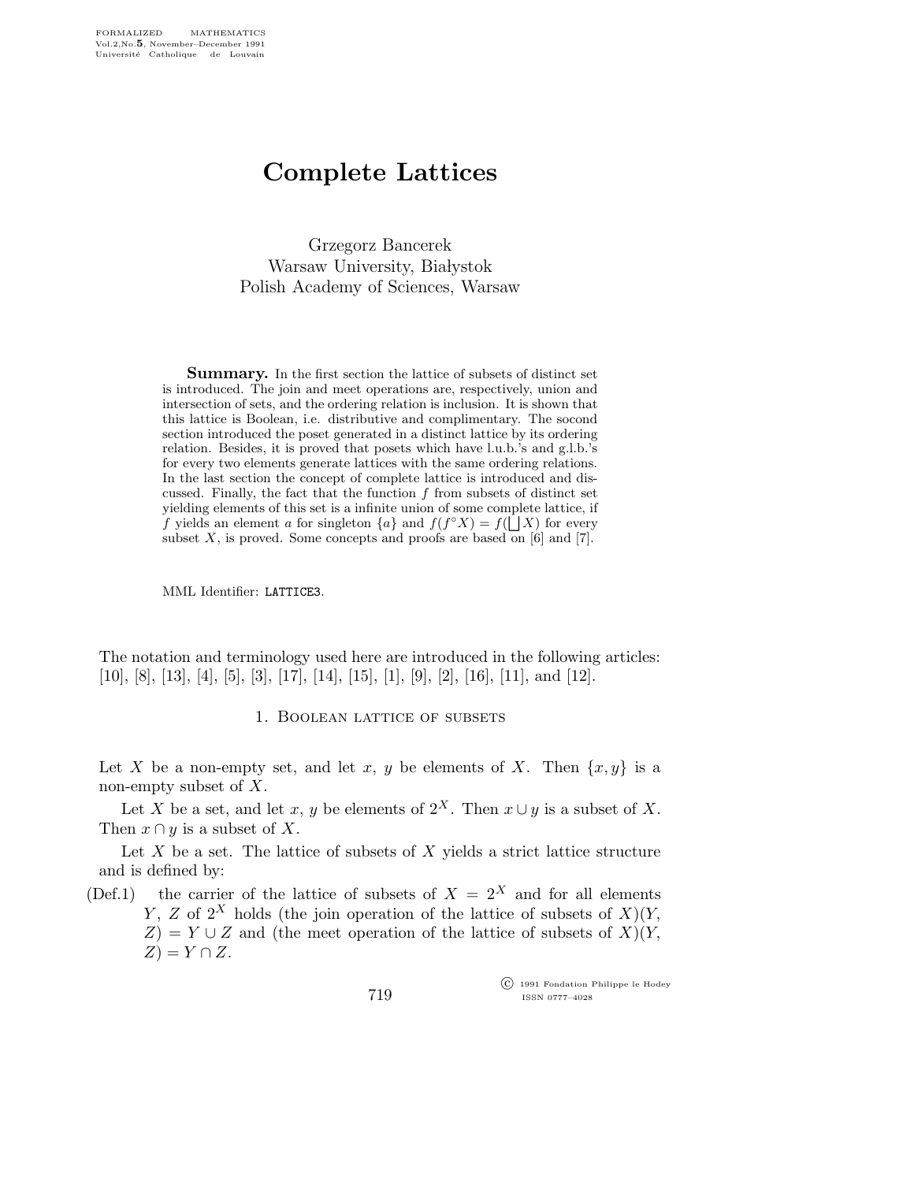# Complete Lattices

Grzegorz Bancerek
Warsaw University, Białystok
Polish Academy of Sciences, Warsaw

**Summary.** In the first section the lattice of subsets of distinct set is introduced. The join and meet operations are, respectively, union and intersection of sets, and the ordering relation is inclusion. It is shown that this lattice is Boolean, i.e. distributive and complimentary. The socond section introduced the poset generated in a distinct lattice by its ordering relation. Besides, it is proved that posets which have l.u.b.'s and g.l.b.'s for every two elements generate lattices with the same ordering relations. In the last section the concept of complete lattice is introduced and discussed. Finally, the fact that the function $f$ from subsets of distinct set yielding elements of this set is a infinite union of some complete lattice, if $f$ yields an element $a$ for singleton $\{a\}$ and $f(f^{\circ}X) = f(\bigcup X)$ for every subset $X$, is proved. Some concepts and proofs are based on [6] and [7].

MML Identifier: LATTICE3.

The notation and terminology used here are introduced in the following articles: [10], [8], [13], [4], [5], [3], [17], [14], [15], [1], [9], [2], [16], [11], and [12].

## 1. Boolean lattice of subsets

Let $X$ be a non-empty set, and let $x$, $y$ be elements of $X$. Then $\{x, y\}$ is a non-empty subset of $X$.

Let $X$ be a set, and let $x$, $y$ be elements of $2^X$. Then $x \cup y$ is a subset of $X$. Then $x \cap y$ is a subset of $X$.

Let $X$ be a set. The lattice of subsets of $X$ yields a strict lattice structure and is defined by:

(Def.1) the carrier of the lattice of subsets of $X = 2^X$ and for all elements $Y$, $Z$ of $2^X$ holds (the join operation of the lattice of subsets of $X$)($Y$, $Z$) $= Y \cup Z$ and (the meet operation of the lattice of subsets of $X$)($Y$, $Z$) $= Y \cap Z$.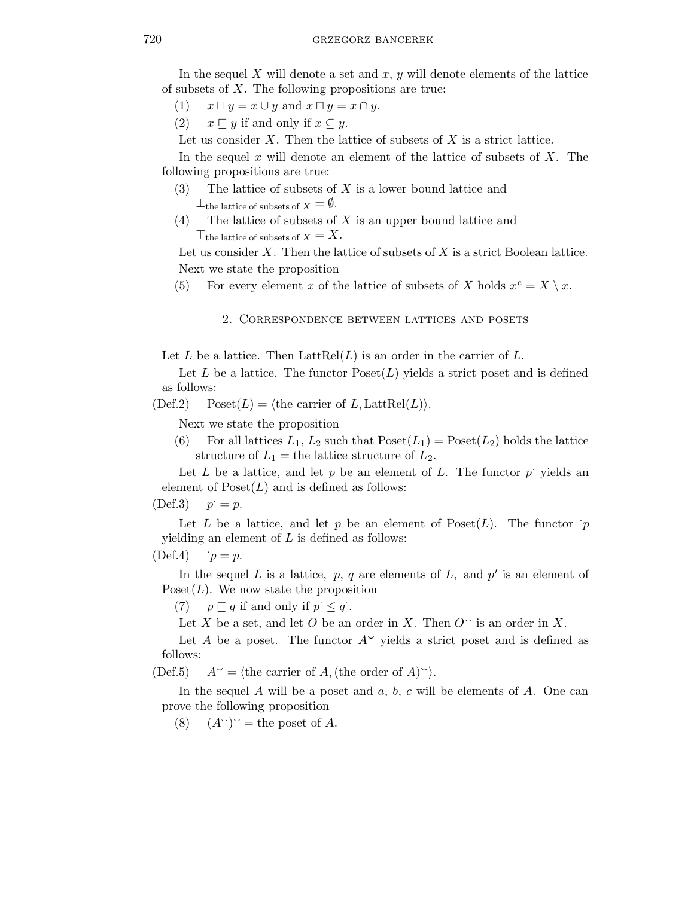In the sequel $X$ will denote a set and $x$, $y$ will denote elements of the lattice of subsets of $X$. The following propositions are true:

(1) $x \sqcup y = x \cup y$ and $x \sqcap y = x \cap y$.

(2) $x \sqsubseteq y$ if and only if $x \subseteq y$.

Let us consider $X$. Then the lattice of subsets of $X$ is a strict lattice.

In the sequel $x$ will denote an element of the lattice of subsets of $X$. The following propositions are true:

(3) The lattice of subsets of $X$ is a lower bound lattice and $\perp_{\text{the lattice of subsets of } X} = \emptyset$.

(4) The lattice of subsets of $X$ is an upper bound lattice and $\top_{\text{the lattice of subsets of } X} = X$.

Let us consider $X$. Then the lattice of subsets of $X$ is a strict Boolean lattice.

Next we state the proposition

(5) For every element $x$ of the lattice of subsets of $X$ holds $x^{\mathrm{c}} = X \setminus x$.

## 2. Correspondence between lattices and posets

Let $L$ be a lattice. Then $\mathrm{LattRel}(L)$ is an order in the carrier of $L$.

Let $L$ be a lattice. The functor $\mathrm{Poset}(L)$ yields a strict poset and is defined as follows:

(Def.2) $\mathrm{Poset}(L) = \langle \text{the carrier of } L, \mathrm{LattRel}(L) \rangle$.

Next we state the proposition

(6) For all lattices $L_1$, $L_2$ such that $\mathrm{Poset}(L_1) = \mathrm{Poset}(L_2)$ holds the lattice structure of $L_1$ = the lattice structure of $L_2$.

Let $L$ be a lattice, and let $p$ be an element of $L$. The functor $p^{\cdot}$ yields an element of $\mathrm{Poset}(L)$ and is defined as follows:

(Def.3) $p^{\cdot} = p$.

Let $L$ be a lattice, and let $p$ be an element of $\mathrm{Poset}(L)$. The functor ${}^{\cdot}p$ yielding an element of $L$ is defined as follows:

(Def.4) ${}^{\cdot}p = p$.

In the sequel $L$ is a lattice, $p$, $q$ are elements of $L$, and $p'$ is an element of $\mathrm{Poset}(L)$. We now state the proposition

(7) $p \sqsubseteq q$ if and only if $p^{\cdot} \leq q^{\cdot}$.

Let $X$ be a set, and let $O$ be an order in $X$. Then $O^{\smile}$ is an order in $X$.

Let $A$ be a poset. The functor $A^{\smile}$ yields a strict poset and is defined as follows:

(Def.5) $A^{\smile} = \langle \text{the carrier of } A, (\text{the order of } A)^{\smile} \rangle$.

In the sequel $A$ will be a poset and $a$, $b$, $c$ will be elements of $A$. One can prove the following proposition

(8) $(A^{\smile})^{\smile} = $ the poset of $A$.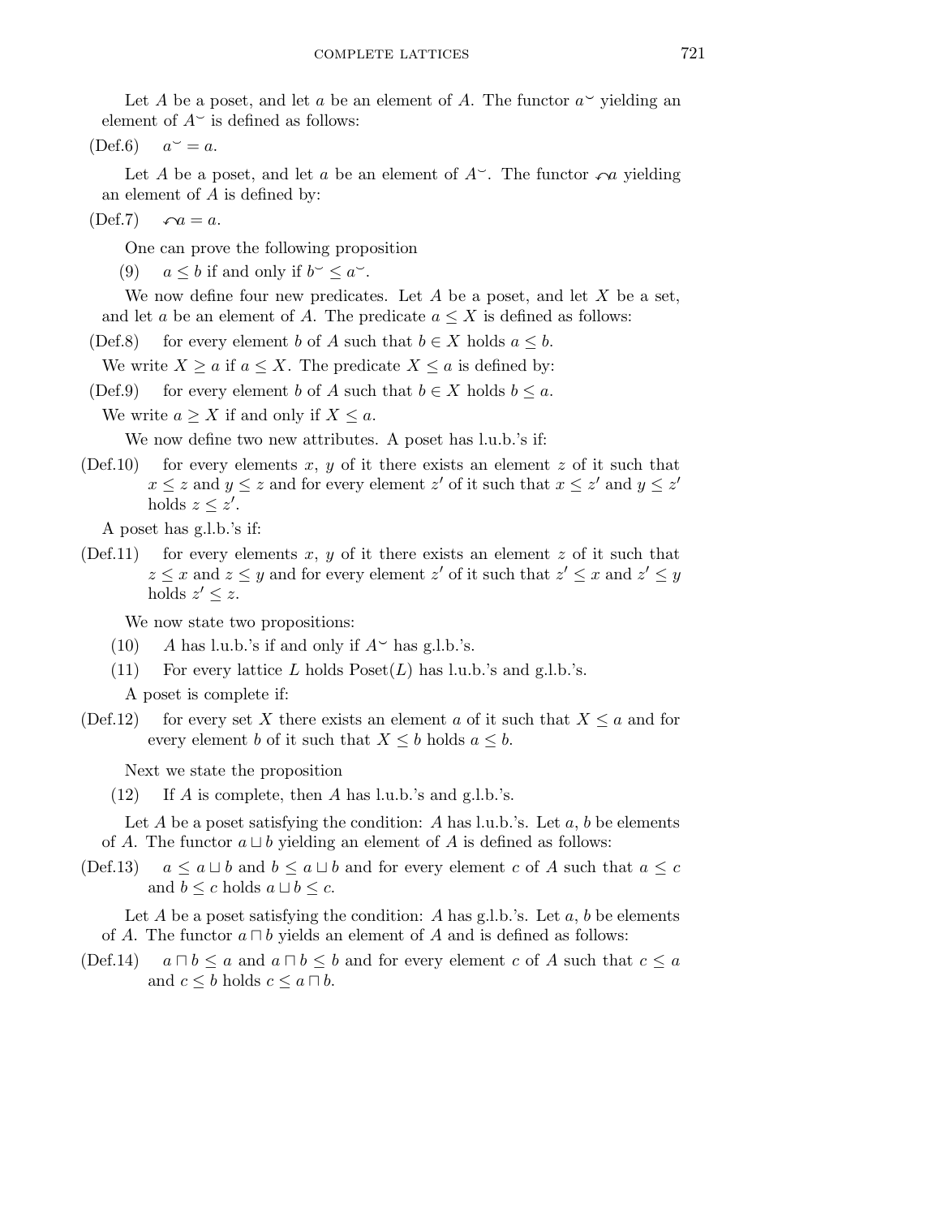Let $A$ be a poset, and let $a$ be an element of $A$. The functor $a^\smile$ yielding an element of $A^\smile$ is defined as follows:

(Def.6) $a^\smile = a$.

Let $A$ be a poset, and let $a$ be an element of $A^\smile$. The functor $\frown a$ yielding an element of $A$ is defined by:

(Def.7) $\frown a = a$.

One can prove the following proposition

(9) $a \leq b$ if and only if $b^\smile \leq a^\smile$.

We now define four new predicates. Let $A$ be a poset, and let $X$ be a set, and let $a$ be an element of $A$. The predicate $a \leq X$ is defined as follows:

(Def.8) for every element $b$ of $A$ such that $b \in X$ holds $a \leq b$.

We write $X \geq a$ if $a \leq X$. The predicate $X \leq a$ is defined by:

(Def.9) for every element $b$ of $A$ such that $b \in X$ holds $b \leq a$.

We write $a \geq X$ if and only if $X \leq a$.

We now define two new attributes. A poset has l.u.b.'s if:

(Def.10) for every elements $x$, $y$ of it there exists an element $z$ of it such that $x \leq z$ and $y \leq z$ and for every element $z'$ of it such that $x \leq z'$ and $y \leq z'$ holds $z \leq z'$.

A poset has g.l.b.'s if:

(Def.11) for every elements $x$, $y$ of it there exists an element $z$ of it such that $z \leq x$ and $z \leq y$ and for every element $z'$ of it such that $z' \leq x$ and $z' \leq y$ holds $z' \leq z$.

We now state two propositions:

(10) $A$ has l.u.b.'s if and only if $A^\smile$ has g.l.b.'s.

(11) For every lattice $L$ holds $\mathrm{Poset}(L)$ has l.u.b.'s and g.l.b.'s.

A poset is complete if:

(Def.12) for every set $X$ there exists an element $a$ of it such that $X \leq a$ and for every element $b$ of it such that $X \leq b$ holds $a \leq b$.

Next we state the proposition

(12) If $A$ is complete, then $A$ has l.u.b.'s and g.l.b.'s.

Let $A$ be a poset satisfying the condition: $A$ has l.u.b.'s. Let $a$, $b$ be elements of $A$. The functor $a \sqcup b$ yielding an element of $A$ is defined as follows:

(Def.13) $a \leq a \sqcup b$ and $b \leq a \sqcup b$ and for every element $c$ of $A$ such that $a \leq c$ and $b \leq c$ holds $a \sqcup b \leq c$.

Let $A$ be a poset satisfying the condition: $A$ has g.l.b.'s. Let $a$, $b$ be elements of $A$. The functor $a \sqcap b$ yields an element of $A$ and is defined as follows:

(Def.14) $a \sqcap b \leq a$ and $a \sqcap b \leq b$ and for every element $c$ of $A$ such that $c \leq a$ and $c \leq b$ holds $c \leq a \sqcap b$.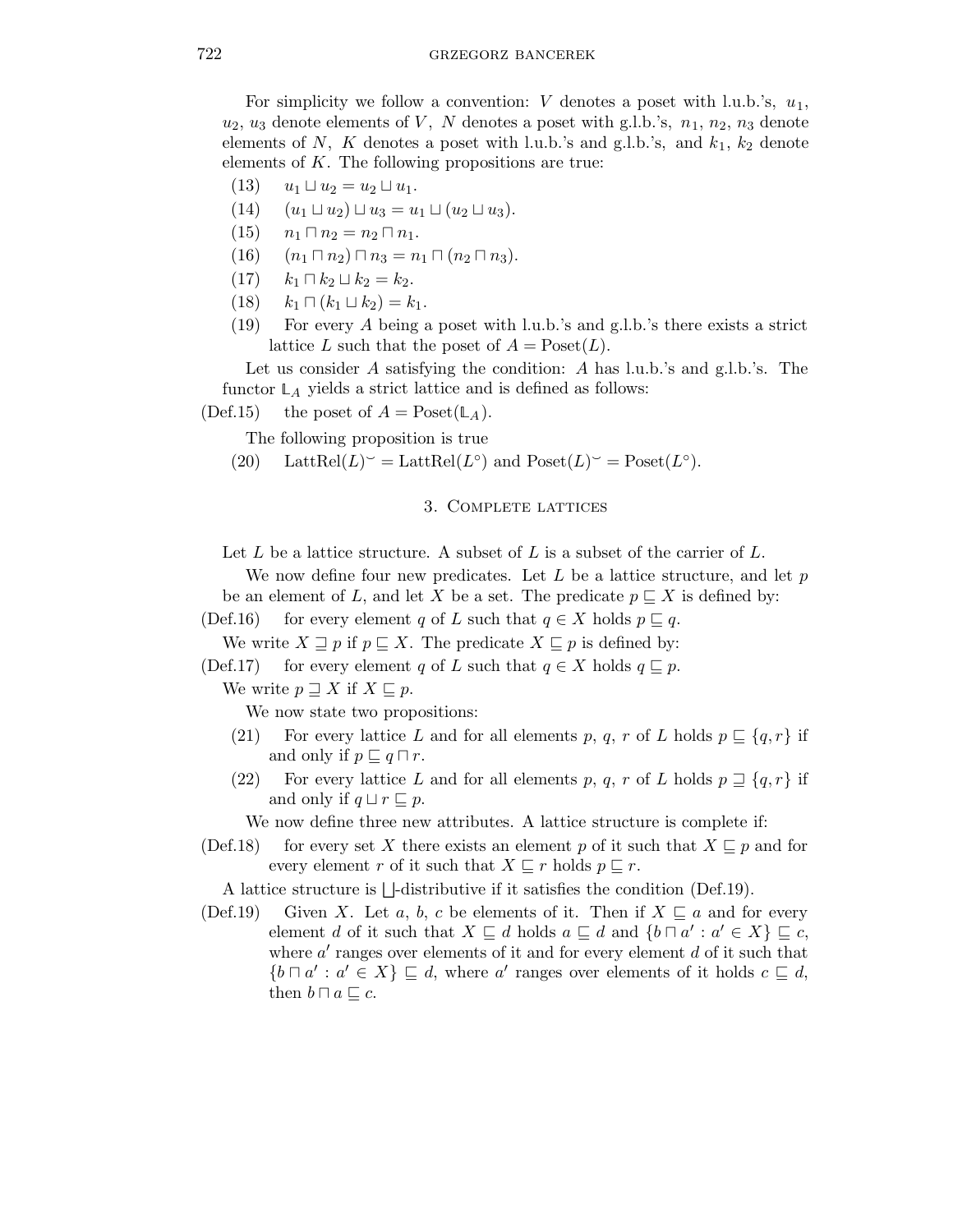For simplicity we follow a convention: $V$ denotes a poset with l.u.b.'s, $u_1$, $u_2$, $u_3$ denote elements of $V$, $N$ denotes a poset with g.l.b.'s, $n_1$, $n_2$, $n_3$ denote elements of $N$, $K$ denotes a poset with l.u.b.'s and g.l.b.'s, and $k_1$, $k_2$ denote elements of $K$. The following propositions are true:

(13) $u_1 \sqcup u_2 = u_2 \sqcup u_1$.

(14) $(u_1 \sqcup u_2) \sqcup u_3 = u_1 \sqcup (u_2 \sqcup u_3)$.

(15) $n_1 \sqcap n_2 = n_2 \sqcap n_1$.

(16) $(n_1 \sqcap n_2) \sqcap n_3 = n_1 \sqcap (n_2 \sqcap n_3)$.

(17) $k_1 \sqcap k_2 \sqcup k_2 = k_2$.

(18) $k_1 \sqcap (k_1 \sqcup k_2) = k_1$.

(19) For every $A$ being a poset with l.u.b.'s and g.l.b.'s there exists a strict lattice $L$ such that the poset of $A = \mathrm{Poset}(L)$.

Let us consider $A$ satisfying the condition: $A$ has l.u.b.'s and g.l.b.'s. The functor $\mathbb{L}_A$ yields a strict lattice and is defined as follows:

(Def.15) the poset of $A = \mathrm{Poset}(\mathbb{L}_A)$.

The following proposition is true

(20) $\mathrm{LattRel}(L)^{\smile} = \mathrm{LattRel}(L^{\circ})$ and $\mathrm{Poset}(L)^{\smile} = \mathrm{Poset}(L^{\circ})$.

## 3. Complete lattices

Let $L$ be a lattice structure. A subset of $L$ is a subset of the carrier of $L$.

We now define four new predicates. Let $L$ be a lattice structure, and let $p$ be an element of $L$, and let $X$ be a set. The predicate $p \sqsubseteq X$ is defined by:

(Def.16) for every element $q$ of $L$ such that $q \in X$ holds $p \sqsubseteq q$.

We write $X \sqsupseteq p$ if $p \sqsubseteq X$. The predicate $X \sqsubseteq p$ is defined by:

(Def.17) for every element $q$ of $L$ such that $q \in X$ holds $q \sqsubseteq p$.

We write $p \sqsupseteq X$ if $X \sqsubseteq p$.

We now state two propositions:

(21) For every lattice $L$ and for all elements $p$, $q$, $r$ of $L$ holds $p \sqsubseteq \{q, r\}$ if and only if $p \sqsubseteq q \sqcap r$.

(22) For every lattice $L$ and for all elements $p$, $q$, $r$ of $L$ holds $p \sqsupseteq \{q, r\}$ if and only if $q \sqcup r \sqsubseteq p$.

We now define three new attributes. A lattice structure is complete if:

(Def.18) for every set $X$ there exists an element $p$ of it such that $X \sqsubseteq p$ and for every element $r$ of it such that $X \sqsubseteq r$ holds $p \sqsubseteq r$.

A lattice structure is $\bigsqcup$-distributive if it satisfies the condition (Def.19).

(Def.19) Given $X$. Let $a$, $b$, $c$ be elements of it. Then if $X \sqsubseteq a$ and for every element $d$ of it such that $X \sqsubseteq d$ holds $a \sqsubseteq d$ and $\{b \sqcap a' : a' \in X\} \sqsubseteq c$, where $a'$ ranges over elements of it and for every element $d$ of it such that $\{b \sqcap a' : a' \in X\} \sqsubseteq d$, where $a'$ ranges over elements of it holds $c \sqsubseteq d$, then $b \sqcap a \sqsubseteq c$.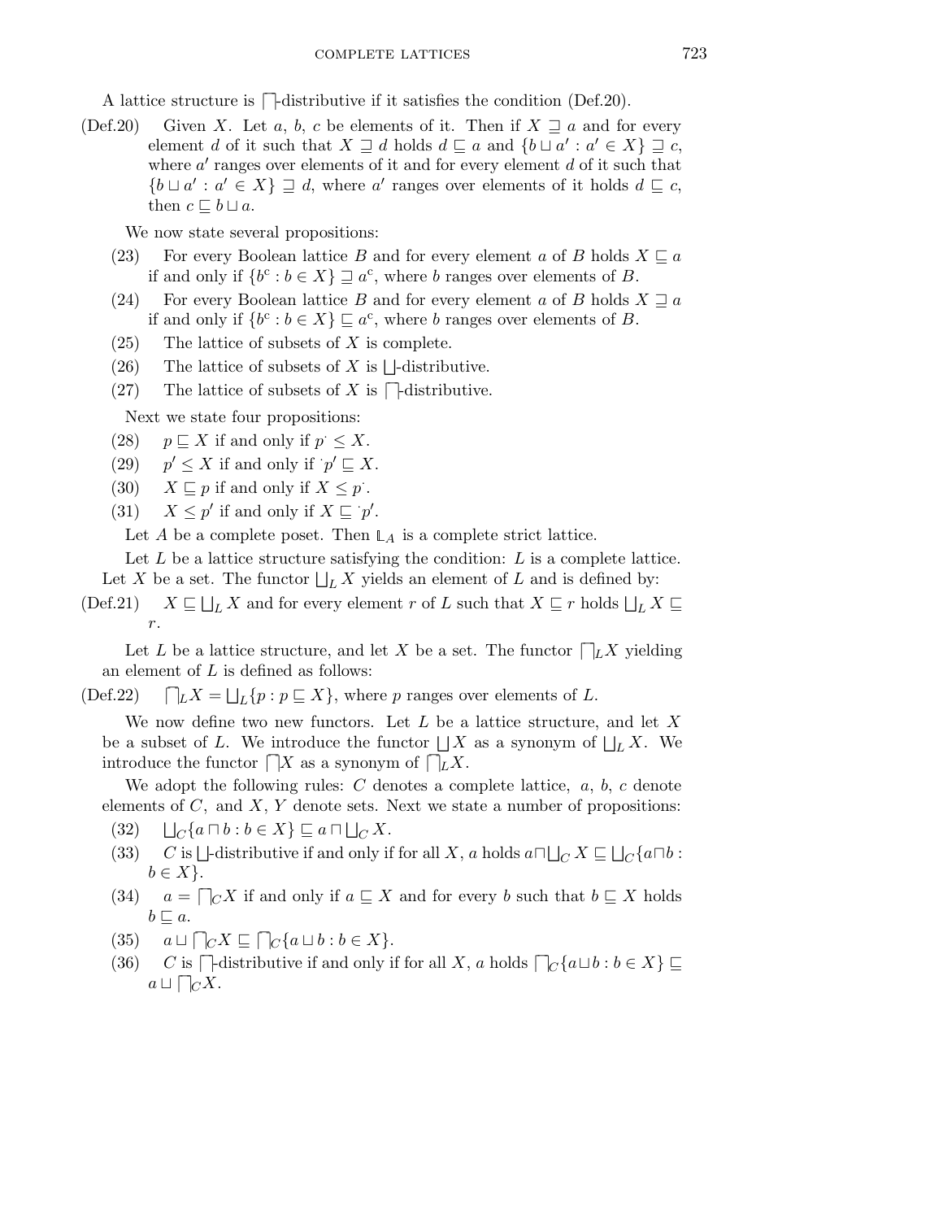A lattice structure is $\bigsqcap$-distributive if it satisfies the condition (Def.20).

(Def.20) Given $X$. Let $a$, $b$, $c$ be elements of it. Then if $X \sqsupseteq a$ and for every element $d$ of it such that $X \sqsupseteq d$ holds $d \sqsubseteq a$ and $\{b \sqcup a' : a' \in X\} \sqsupseteq c$, where $a'$ ranges over elements of it and for every element $d$ of it such that $\{b \sqcup a' : a' \in X\} \sqsupseteq d$, where $a'$ ranges over elements of it holds $d \sqsubseteq c$, then $c \sqsubseteq b \sqcup a$.

We now state several propositions:

(23) For every Boolean lattice $B$ and for every element $a$ of $B$ holds $X \sqsubseteq a$ if and only if $\{b^{\rm c} : b \in X\} \sqsupseteq a^{\rm c}$, where $b$ ranges over elements of $B$.

(24) For every Boolean lattice $B$ and for every element $a$ of $B$ holds $X \sqsupseteq a$ if and only if $\{b^{\rm c} : b \in X\} \sqsubseteq a^{\rm c}$, where $b$ ranges over elements of $B$.

(25) The lattice of subsets of $X$ is complete.

(26) The lattice of subsets of $X$ is $\bigsqcup$-distributive.

(27) The lattice of subsets of $X$ is $\bigsqcap$-distributive.

Next we state four propositions:

(28) $p \sqsubseteq X$ if and only if $p^{\cdot} \leq X$.

(29) $p' \leq X$ if and only if ${}^{\cdot}p' \sqsubseteq X$.

(30) $X \sqsubseteq p$ if and only if $X \leq p^{\cdot}$.

(31) $X \leq p'$ if and only if $X \sqsubseteq {}^{\cdot}p'$.

Let $A$ be a complete poset. Then $\mathbb{L}_A$ is a complete strict lattice.

Let $L$ be a lattice structure satisfying the condition: $L$ is a complete lattice. Let $X$ be a set. The functor $\bigsqcup_L X$ yields an element of $L$ and is defined by:

(Def.21) $X \sqsubseteq \bigsqcup_L X$ and for every element $r$ of $L$ such that $X \sqsubseteq r$ holds $\bigsqcup_L X \sqsubseteq r$.

Let $L$ be a lattice structure, and let $X$ be a set. The functor $\bigsqcap_L X$ yielding an element of $L$ is defined as follows:

(Def.22) $\bigsqcap_L X = \bigsqcup_L \{p : p \sqsubseteq X\}$, where $p$ ranges over elements of $L$.

We now define two new functors. Let $L$ be a lattice structure, and let $X$ be a subset of $L$. We introduce the functor $\bigsqcup X$ as a synonym of $\bigsqcup_L X$. We introduce the functor $\bigsqcap X$ as a synonym of $\bigsqcap_L X$.

We adopt the following rules: $C$ denotes a complete lattice, $a$, $b$, $c$ denote elements of $C$, and $X$, $Y$ denote sets. Next we state a number of propositions:

(32) $\bigsqcup_C \{a \sqcap b : b \in X\} \sqsubseteq a \sqcap \bigsqcup_C X$.

(33) $C$ is $\bigsqcup$-distributive if and only if for all $X$, $a$ holds $a \sqcap \bigsqcup_C X \sqsubseteq \bigsqcup_C \{a \sqcap b : b \in X\}$.

(34) $a = \bigsqcap_C X$ if and only if $a \sqsubseteq X$ and for every $b$ such that $b \sqsubseteq X$ holds $b \sqsubseteq a$.

(35) $a \sqcup \bigsqcap_C X \sqsubseteq \bigsqcap_C \{a \sqcup b : b \in X\}$.

(36) $C$ is $\bigsqcap$-distributive if and only if for all $X$, $a$ holds $\bigsqcap_C \{a \sqcup b : b \in X\} \sqsubseteq a \sqcup \bigsqcap_C X$.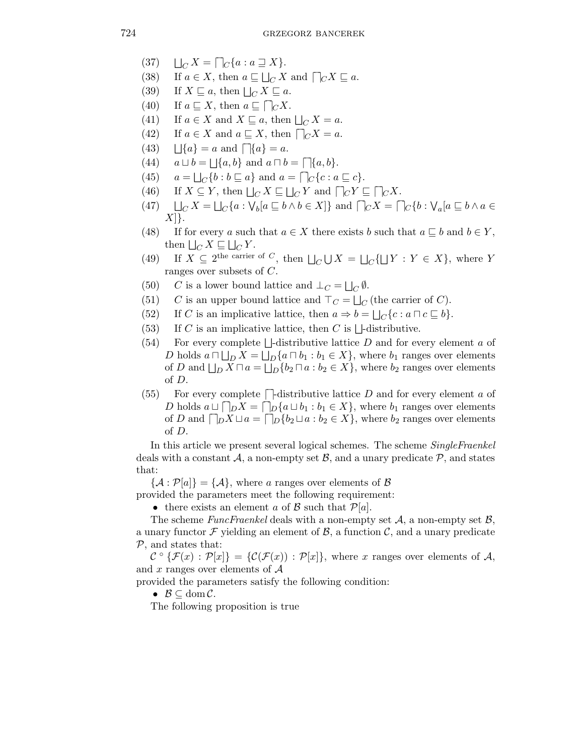(37) $\bigsqcup_C X = \bigsqcap_C\{a : a \sqsupseteq X\}$.

(38) If $a \in X$, then $a \sqsubseteq \bigsqcup_C X$ and $\bigsqcap_C X \sqsubseteq a$.

(39) If $X \sqsubseteq a$, then $\bigsqcup_C X \sqsubseteq a$.

(40) If $a \sqsubseteq X$, then $a \sqsubseteq \bigsqcap_C X$.

(41) If $a \in X$ and $X \sqsubseteq a$, then $\bigsqcup_C X = a$.

(42) If $a \in X$ and $a \sqsubseteq X$, then $\bigsqcap_C X = a$.

(43) $\bigsqcup\{a\} = a$ and $\bigsqcap\{a\} = a$.

(44) $a \sqcup b = \bigsqcup\{a, b\}$ and $a \sqcap b = \bigsqcap\{a, b\}$.

(45) $a = \bigsqcup_C\{b : b \sqsubseteq a\}$ and $a = \bigsqcap_C\{c : a \sqsubseteq c\}$.

(46) If $X \subseteq Y$, then $\bigsqcup_C X \sqsubseteq \bigsqcup_C Y$ and $\bigsqcap_C Y \sqsubseteq \bigsqcap_C X$.

(47) $\bigsqcup_C X = \bigsqcup_C\{a : \bigvee_b[a \sqsubseteq b \wedge b \in X]\}$ and $\bigsqcap_C X = \bigsqcap_C\{b : \bigvee_a[a \sqsubseteq b \wedge a \in X]\}$.

(48) If for every $a$ such that $a \in X$ there exists $b$ such that $a \sqsubseteq b$ and $b \in Y$, then $\bigsqcup_C X \sqsubseteq \bigsqcup_C Y$.

(49) If $X \subseteq 2^{\text{the carrier of } C}$, then $\bigsqcup_C \bigcup X = \bigsqcup_C\{\bigsqcup Y : Y \in X\}$, where $Y$ ranges over subsets of $C$.

(50) $C$ is a lower bound lattice and $\bot_C = \bigsqcup_C \emptyset$.

(51) $C$ is an upper bound lattice and $\top_C = \bigsqcup_C$ (the carrier of $C$).

(52) If $C$ is an implicative lattice, then $a \Rightarrow b = \bigsqcup_C\{c : a \sqcap c \sqsubseteq b\}$.

(53) If $C$ is an implicative lattice, then $C$ is $\bigsqcup$-distributive.

(54) For every complete $\bigsqcup$-distributive lattice $D$ and for every element $a$ of $D$ holds $a \sqcap \bigsqcup_D X = \bigsqcup_D\{a \sqcap b_1 : b_1 \in X\}$, where $b_1$ ranges over elements of $D$ and $\bigsqcup_D X \sqcap a = \bigsqcup_D\{b_2 \sqcap a : b_2 \in X\}$, where $b_2$ ranges over elements of $D$.

(55) For every complete $\bigsqcap$-distributive lattice $D$ and for every element $a$ of $D$ holds $a \sqcup \bigsqcap_D X = \bigsqcap_D\{a \sqcup b_1 : b_1 \in X\}$, where $b_1$ ranges over elements of $D$ and $\bigsqcap_D X \sqcup a = \bigsqcap_D\{b_2 \sqcup a : b_2 \in X\}$, where $b_2$ ranges over elements of $D$.

In this article we present several logical schemes. The scheme *SingleFraenkel* deals with a constant $\mathcal{A}$, a non-empty set $\mathcal{B}$, and a unary predicate $\mathcal{P}$, and states that:

$\{\mathcal{A} : \mathcal{P}[a]\} = \{\mathcal{A}\}$, where $a$ ranges over elements of $\mathcal{B}$

provided the parameters meet the following requirement:

- there exists an element $a$ of $\mathcal{B}$ such that $\mathcal{P}[a]$.

The scheme *FuncFraenkel* deals with a non-empty set $\mathcal{A}$, a non-empty set $\mathcal{B}$, a unary functor $\mathcal{F}$ yielding an element of $\mathcal{B}$, a function $\mathcal{C}$, and a unary predicate $\mathcal{P}$, and states that:

$\mathcal{C} \circ \{\mathcal{F}(x) : \mathcal{P}[x]\} = \{\mathcal{C}(\mathcal{F}(x)) : \mathcal{P}[x]\}$, where $x$ ranges over elements of $\mathcal{A}$, and $x$ ranges over elements of $\mathcal{A}$

provided the parameters satisfy the following condition:

- $\mathcal{B} \subseteq \operatorname{dom} \mathcal{C}$.

The following proposition is true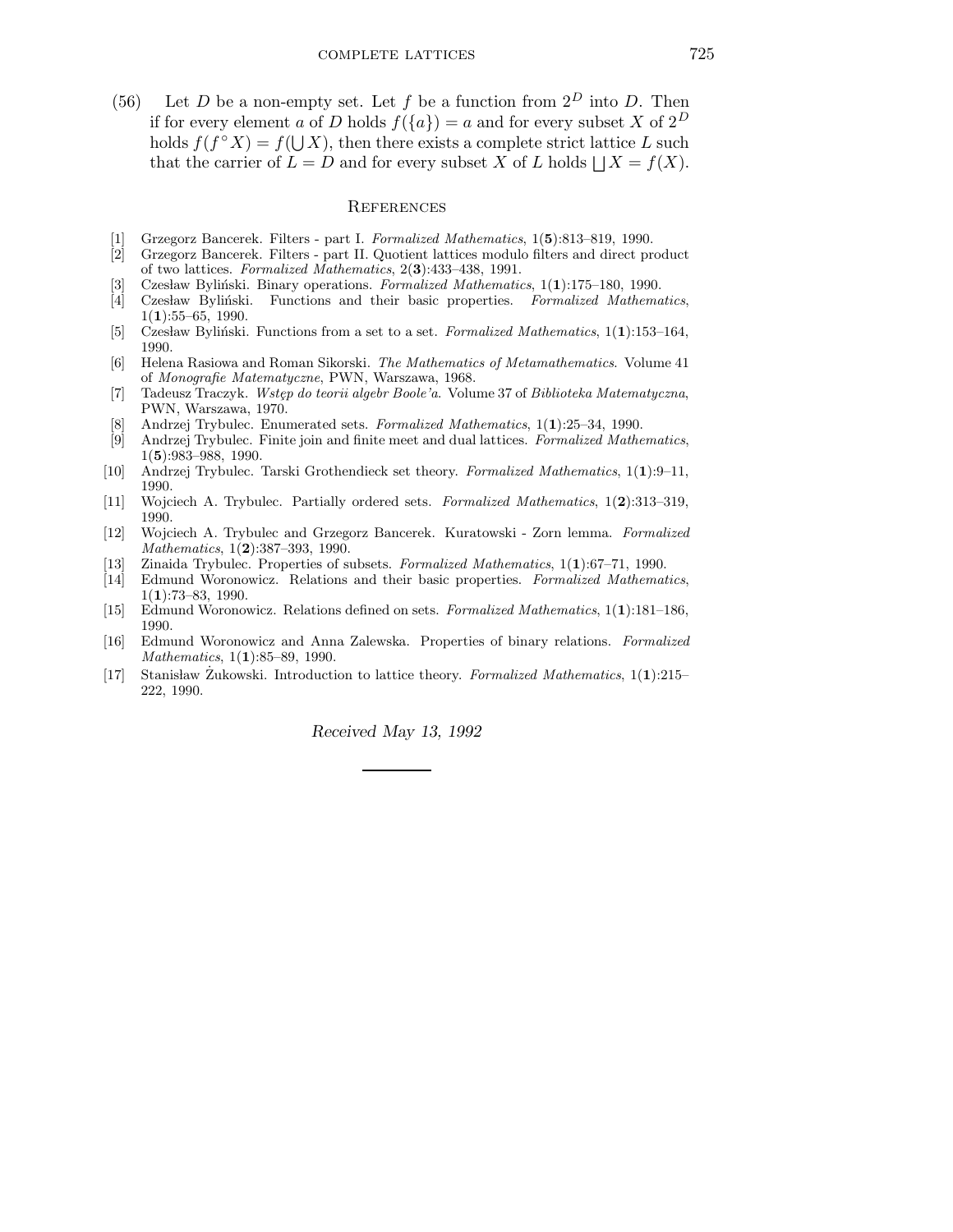(56) Let $D$ be a non-empty set. Let $f$ be a function from $2^D$ into $D$. Then if for every element $a$ of $D$ holds $f(\{a\}) = a$ and for every subset $X$ of $2^D$ holds $f(f^\circ X) = f(\bigcup X)$, then there exists a complete strict lattice $L$ such that the carrier of $L = D$ and for every subset $X$ of $L$ holds $\bigsqcup X = f(X)$.

## References

[1] Grzegorz Bancerek. Filters - part I. *Formalized Mathematics*, 1(**5**):813–819, 1990.

[2] Grzegorz Bancerek. Filters - part II. Quotient lattices modulo filters and direct product of two lattices. *Formalized Mathematics*, 2(**3**):433–438, 1991.

[3] Czesław Byliński. Binary operations. *Formalized Mathematics*, 1(**1**):175–180, 1990.

[4] Czesław Byliński. Functions and their basic properties. *Formalized Mathematics*, 1(**1**):55–65, 1990.

[5] Czesław Byliński. Functions from a set to a set. *Formalized Mathematics*, 1(**1**):153–164, 1990.

[6] Helena Rasiowa and Roman Sikorski. *The Mathematics of Metamathematics*. Volume 41 of *Monografie Matematyczne*, PWN, Warszawa, 1968.

[7] Tadeusz Traczyk. *Wstęp do teorii algebr Boole'a*. Volume 37 of *Biblioteka Matematyczna*, PWN, Warszawa, 1970.

[8] Andrzej Trybulec. Enumerated sets. *Formalized Mathematics*, 1(**1**):25–34, 1990.

[9] Andrzej Trybulec. Finite join and finite meet and dual lattices. *Formalized Mathematics*, 1(**5**):983–988, 1990.

[10] Andrzej Trybulec. Tarski Grothendieck set theory. *Formalized Mathematics*, 1(**1**):9–11, 1990.

[11] Wojciech A. Trybulec. Partially ordered sets. *Formalized Mathematics*, 1(**2**):313–319, 1990.

[12] Wojciech A. Trybulec and Grzegorz Bancerek. Kuratowski - Zorn lemma. *Formalized Mathematics*, 1(**2**):387–393, 1990.

[13] Zinaida Trybulec. Properties of subsets. *Formalized Mathematics*, 1(**1**):67–71, 1990.

[14] Edmund Woronowicz. Relations and their basic properties. *Formalized Mathematics*, 1(**1**):73–83, 1990.

[15] Edmund Woronowicz. Relations defined on sets. *Formalized Mathematics*, 1(**1**):181–186, 1990.

[16] Edmund Woronowicz and Anna Zalewska. Properties of binary relations. *Formalized Mathematics*, 1(**1**):85–89, 1990.

[17] Stanisław Żukowski. Introduction to lattice theory. *Formalized Mathematics*, 1(**1**):215–222, 1990.

*Received May 13, 1992*